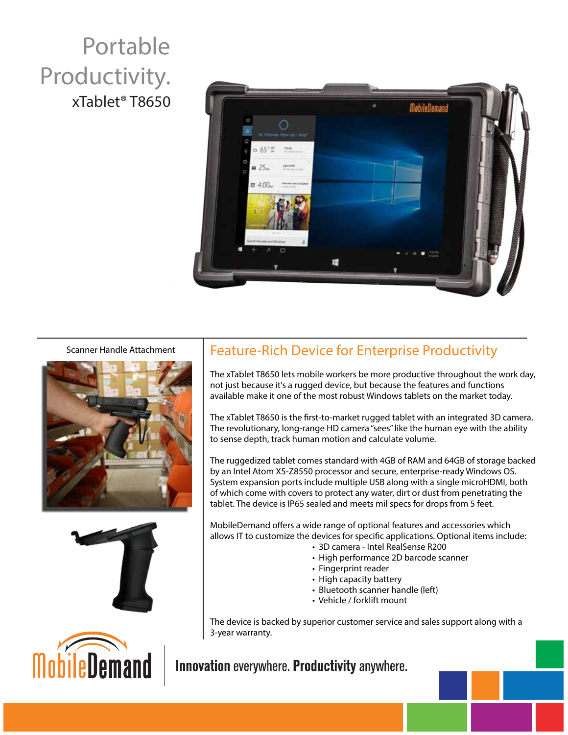# Portable Productivity.

## xTablet® T8650

Scanner Handle Attachment

## Feature-Rich Device for Enterprise Productivity

The xTablet T8650 lets mobile workers be more productive throughout the work day, not just because it's a rugged device, but because the features and functions available make it one of the most robust Windows tablets on the market today.

The xTablet T8650 is the first-to-market rugged tablet with an integrated 3D camera. The revolutionary, long-range HD camera "sees" like the human eye with the ability to sense depth, track human motion and calculate volume.

The ruggedized tablet comes standard with 4GB of RAM and 64GB of storage backed by an Intel Atom X5-Z8550 processor and secure, enterprise-ready Windows OS. System expansion ports include multiple USB along with a single microHDMI, both of which come with covers to protect any water, dirt or dust from penetrating the tablet. The device is IP65 sealed and meets mil specs for drops from 5 feet.

MobileDemand offers a wide range of optional features and accessories which allows IT to customize the devices for specific applications. Optional items include:

- 3D camera - Intel RealSense R200
- High performance 2D barcode scanner
- Fingerprint reader
- High capacity battery
- Bluetooth scanner handle (left)
- Vehicle / forklift mount

The device is backed by superior customer service and sales support along with a 3-year warranty.

MobileDemand

**Innovation** everywhere. **Productivity** anywhere.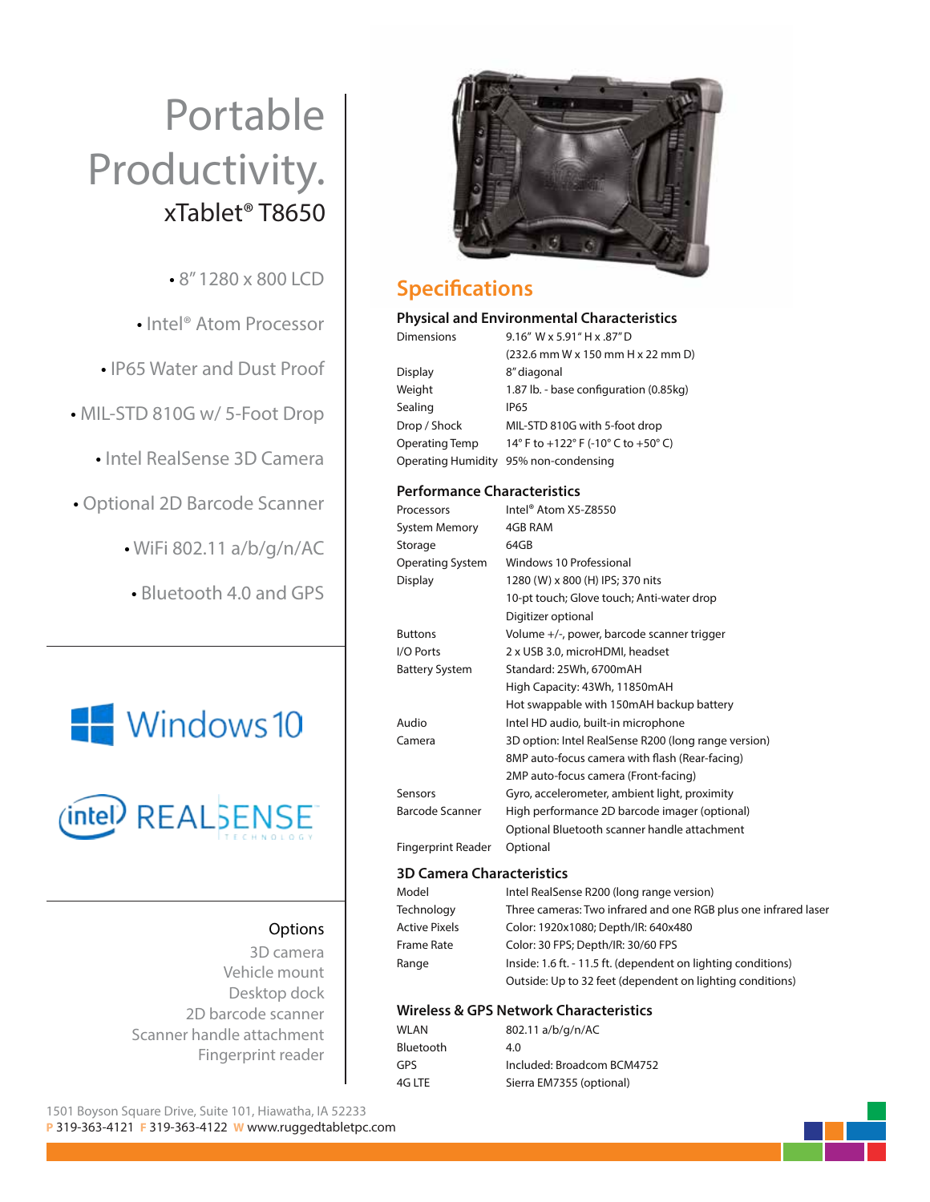# Portable Productivity.

## xTablet® T8650

- 8" 1280 x 800 LCD
- Intel® Atom Processor
- IP65 Water and Dust Proof
- MIL-STD 810G w/ 5-Foot Drop
- Intel RealSense 3D Camera
- Optional 2D Barcode Scanner
- WiFi 802.11 a/b/g/n/AC
- Bluetooth 4.0 and GPS

Windows 10

intel REALSENSE TECHNOLOGY

### Options

3D camera
Vehicle mount
Desktop dock
2D barcode scanner
Scanner handle attachment
Fingerprint reader

## Specifications

### Physical and Environmental Characteristics

| | |
|---|---|
| Dimensions | 9.16" W x 5.91" H x .87" D (232.6 mm W x 150 mm H x 22 mm D) |
| Display | 8" diagonal |
| Weight | 1.87 lb. - base configuration (0.85kg) |
| Sealing | IP65 |
| Drop / Shock | MIL-STD 810G with 5-foot drop |
| Operating Temp | 14° F to +122° F (-10° C to +50° C) |
| Operating Humidity | 95% non-condensing |

### Performance Characteristics

| | |
|---|---|
| Processors | Intel® Atom X5-Z8550 |
| System Memory | 4GB RAM |
| Storage | 64GB |
| Operating System | Windows 10 Professional |
| Display | 1280 (W) x 800 (H) IPS; 370 nits<br>10-pt touch; Glove touch; Anti-water drop<br>Digitizer optional |
| Buttons | Volume +/-, power, barcode scanner trigger |
| I/O Ports | 2 x USB 3.0, microHDMI, headset |
| Battery System | Standard: 25Wh, 6700mAH<br>High Capacity: 43Wh, 11850mAH<br>Hot swappable with 150mAH backup battery |
| Audio | Intel HD audio, built-in microphone |
| Camera | 3D option: Intel RealSense R200 (long range version)<br>8MP auto-focus camera with flash (Rear-facing)<br>2MP auto-focus camera (Front-facing) |
| Sensors | Gyro, accelerometer, ambient light, proximity |
| Barcode Scanner | High performance 2D barcode imager (optional)<br>Optional Bluetooth scanner handle attachment |
| Fingerprint Reader | Optional |

### 3D Camera Characteristics

| | |
|---|---|
| Model | Intel RealSense R200 (long range version) |
| Technology | Three cameras: Two infrared and one RGB plus one infrared laser |
| Active Pixels | Color: 1920x1080; Depth/IR: 640x480 |
| Frame Rate | Color: 30 FPS; Depth/IR: 30/60 FPS |
| Range | Inside: 1.6 ft. - 11.5 ft. (dependent on lighting conditions)<br>Outside: Up to 32 feet (dependent on lighting conditions) |

### Wireless & GPS Network Characteristics

| | |
|---|---|
| WLAN | 802.11 a/b/g/n/AC |
| Bluetooth | 4.0 |
| GPS | Included: Broadcom BCM4752 |
| 4G LTE | Sierra EM7355 (optional) |

1501 Boyson Square Drive, Suite 101, Hiawatha, IA 52233
P 319-363-4121 F 319-363-4122 W www.ruggedtabletpc.com